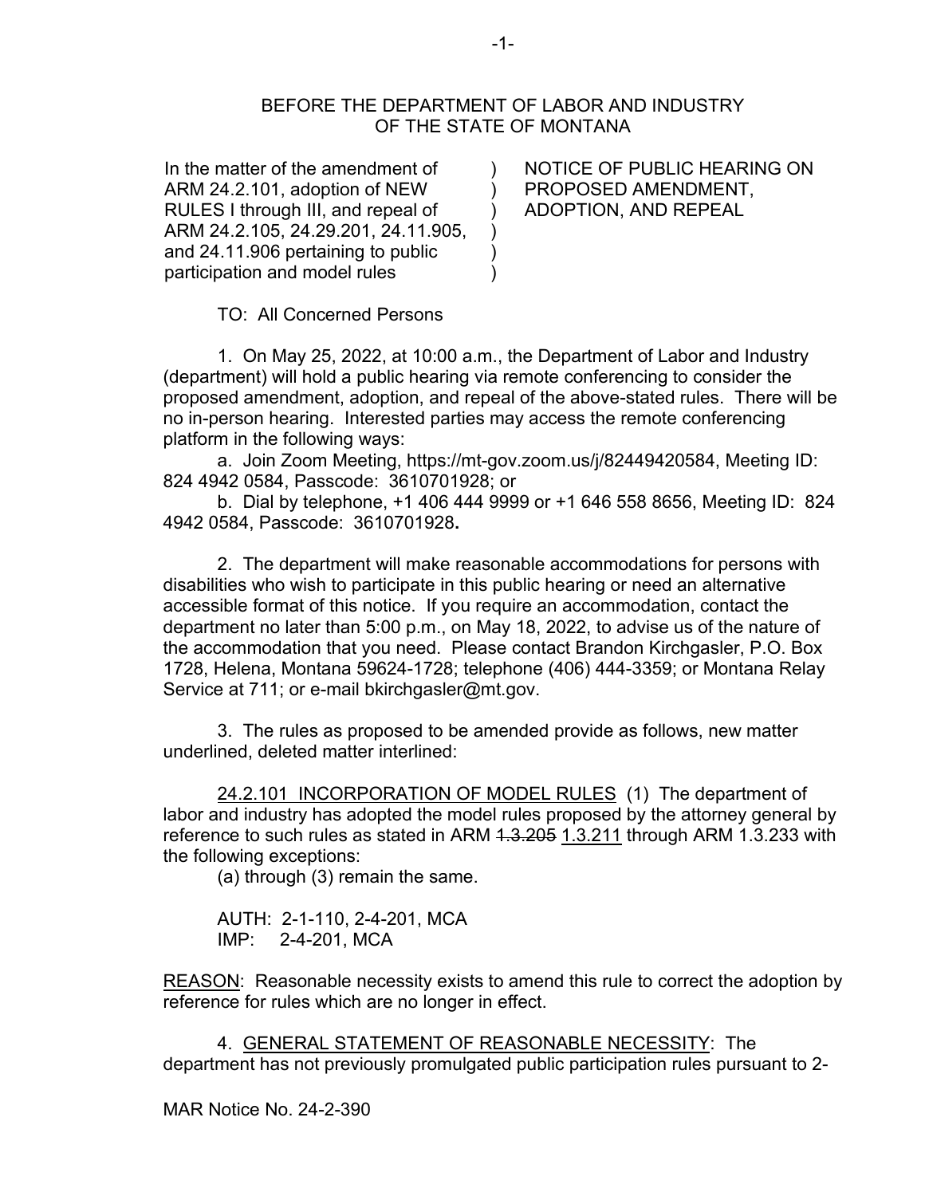BEFORE THE DEPARTMENT OF LABOR AND INDUSTRY
OF THE STATE OF MONTANA

| | | |
|---|---|---|
| In the matter of the amendment of ARM 24.2.101, adoption of NEW RULES I through III, and repeal of ARM 24.2.105, 24.29.201, 24.11.905, and 24.11.906 pertaining to public participation and model rules | ) ) ) ) ) ) | NOTICE OF PUBLIC HEARING ON PROPOSED AMENDMENT, ADOPTION, AND REPEAL |

TO: All Concerned Persons

1. On May 25, 2022, at 10:00 a.m., the Department of Labor and Industry (department) will hold a public hearing via remote conferencing to consider the proposed amendment, adoption, and repeal of the above-stated rules. There will be no in-person hearing. Interested parties may access the remote conferencing platform in the following ways:

a. Join Zoom Meeting, https://mt-gov.zoom.us/j/82449420584, Meeting ID: 824 4942 0584, Passcode: 3610701928; or

b. Dial by telephone, +1 406 444 9999 or +1 646 558 8656, Meeting ID: 824 4942 0584, Passcode: 3610701928**.**

2. The department will make reasonable accommodations for persons with disabilities who wish to participate in this public hearing or need an alternative accessible format of this notice. If you require an accommodation, contact the department no later than 5:00 p.m., on May 18, 2022, to advise us of the nature of the accommodation that you need. Please contact Brandon Kirchgasler, P.O. Box 1728, Helena, Montana 59624-1728; telephone (406) 444-3359; or Montana Relay Service at 711; or e-mail bkirchgasler@mt.gov.

3. The rules as proposed to be amended provide as follows, new matter underlined, deleted matter interlined:

<u>24.2.101 INCORPORATION OF MODEL RULES</u> (1) The department of labor and industry has adopted the model rules proposed by the attorney general by reference to such rules as stated in ARM ~~1.3.205~~ <u>1.3.211</u> through ARM 1.3.233 with the following exceptions:

(a) through (3) remain the same.

AUTH: 2-1-110, 2-4-201, MCA
IMP: 2-4-201, MCA

<u>REASON</u>: Reasonable necessity exists to amend this rule to correct the adoption by reference for rules which are no longer in effect.

4. <u>GENERAL STATEMENT OF REASONABLE NECESSITY</u>: The department has not previously promulgated public participation rules pursuant to 2-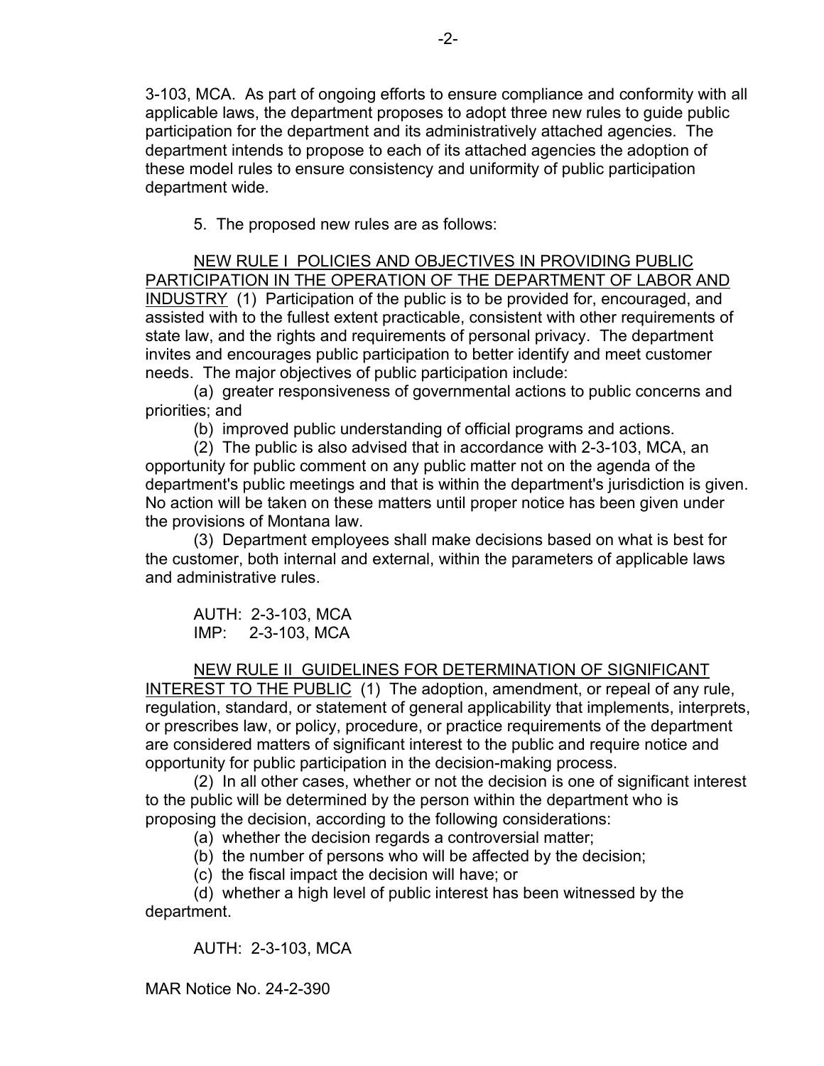3-103, MCA. As part of ongoing efforts to ensure compliance and conformity with all applicable laws, the department proposes to adopt three new rules to guide public participation for the department and its administratively attached agencies. The department intends to propose to each of its attached agencies the adoption of these model rules to ensure consistency and uniformity of public participation department wide.

5. The proposed new rules are as follows:

NEW RULE I POLICIES AND OBJECTIVES IN PROVIDING PUBLIC PARTICIPATION IN THE OPERATION OF THE DEPARTMENT OF LABOR AND INDUSTRY (1) Participation of the public is to be provided for, encouraged, and assisted with to the fullest extent practicable, consistent with other requirements of state law, and the rights and requirements of personal privacy. The department invites and encourages public participation to better identify and meet customer needs. The major objectives of public participation include:

(a) greater responsiveness of governmental actions to public concerns and priorities; and

(b) improved public understanding of official programs and actions.

(2) The public is also advised that in accordance with 2-3-103, MCA, an opportunity for public comment on any public matter not on the agenda of the department's public meetings and that is within the department's jurisdiction is given. No action will be taken on these matters until proper notice has been given under the provisions of Montana law.

(3) Department employees shall make decisions based on what is best for the customer, both internal and external, within the parameters of applicable laws and administrative rules.

AUTH: 2-3-103, MCA
IMP: 2-3-103, MCA

NEW RULE II GUIDELINES FOR DETERMINATION OF SIGNIFICANT INTEREST TO THE PUBLIC (1) The adoption, amendment, or repeal of any rule, regulation, standard, or statement of general applicability that implements, interprets, or prescribes law, or policy, procedure, or practice requirements of the department are considered matters of significant interest to the public and require notice and opportunity for public participation in the decision-making process.

(2) In all other cases, whether or not the decision is one of significant interest to the public will be determined by the person within the department who is proposing the decision, according to the following considerations:

(a) whether the decision regards a controversial matter;

(b) the number of persons who will be affected by the decision;

(c) the fiscal impact the decision will have; or

(d) whether a high level of public interest has been witnessed by the department.

AUTH: 2-3-103, MCA

MAR Notice No. 24-2-390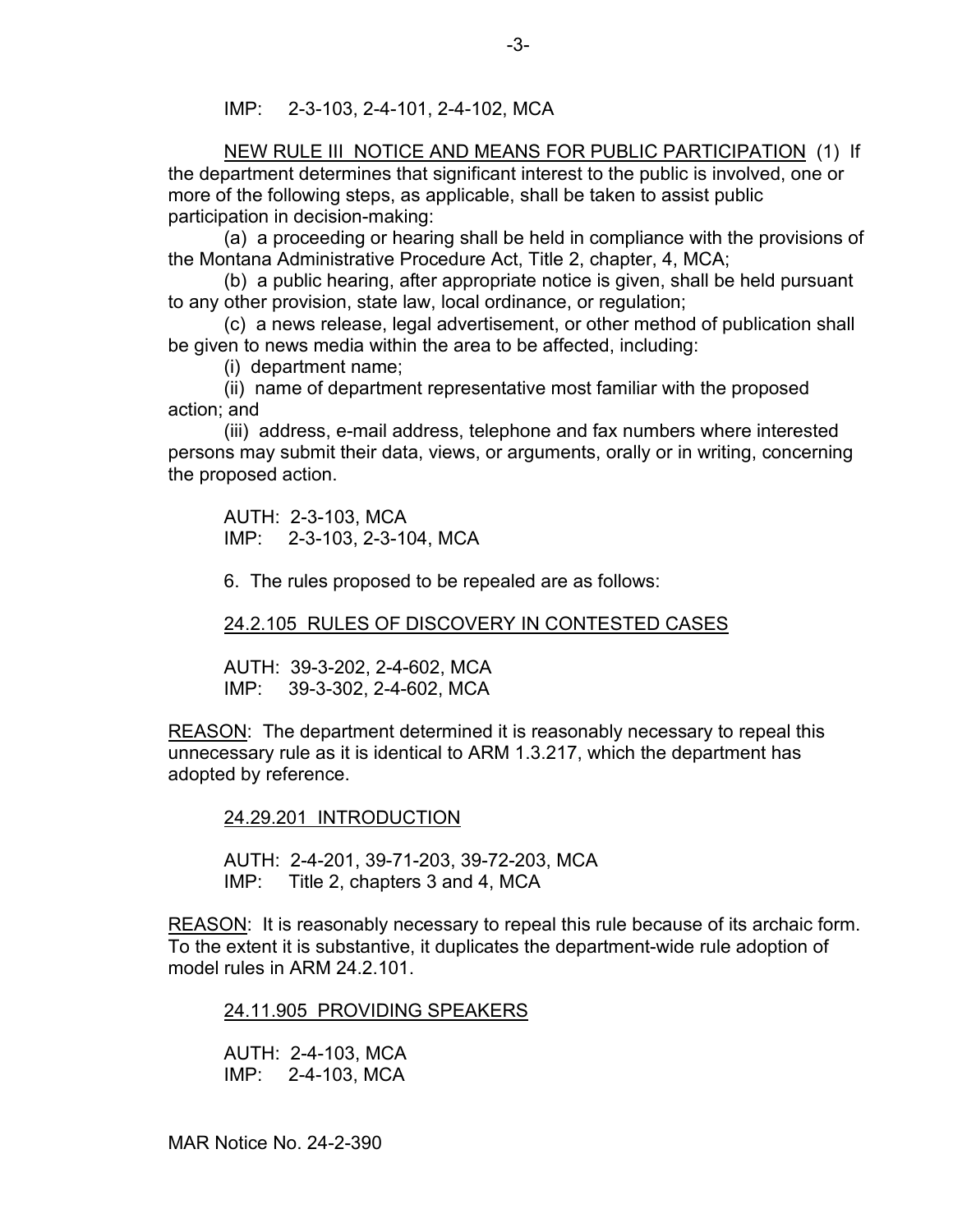IMP: 2-3-103, 2-4-101, 2-4-102, MCA

NEW RULE III NOTICE AND MEANS FOR PUBLIC PARTICIPATION (1) If the department determines that significant interest to the public is involved, one or more of the following steps, as applicable, shall be taken to assist public participation in decision-making:

(a) a proceeding or hearing shall be held in compliance with the provisions of the Montana Administrative Procedure Act, Title 2, chapter, 4, MCA;

(b) a public hearing, after appropriate notice is given, shall be held pursuant to any other provision, state law, local ordinance, or regulation;

(c) a news release, legal advertisement, or other method of publication shall be given to news media within the area to be affected, including:

(i) department name;

(ii) name of department representative most familiar with the proposed action; and

(iii) address, e-mail address, telephone and fax numbers where interested persons may submit their data, views, or arguments, orally or in writing, concerning the proposed action.

AUTH: 2-3-103, MCA
IMP: 2-3-103, 2-3-104, MCA

6. The rules proposed to be repealed are as follows:

24.2.105 RULES OF DISCOVERY IN CONTESTED CASES

AUTH: 39-3-202, 2-4-602, MCA
IMP: 39-3-302, 2-4-602, MCA

REASON: The department determined it is reasonably necessary to repeal this unnecessary rule as it is identical to ARM 1.3.217, which the department has adopted by reference.

24.29.201 INTRODUCTION

AUTH: 2-4-201, 39-71-203, 39-72-203, MCA
IMP: Title 2, chapters 3 and 4, MCA

REASON: It is reasonably necessary to repeal this rule because of its archaic form. To the extent it is substantive, it duplicates the department-wide rule adoption of model rules in ARM 24.2.101.

24.11.905 PROVIDING SPEAKERS

AUTH: 2-4-103, MCA
IMP: 2-4-103, MCA

MAR Notice No. 24-2-390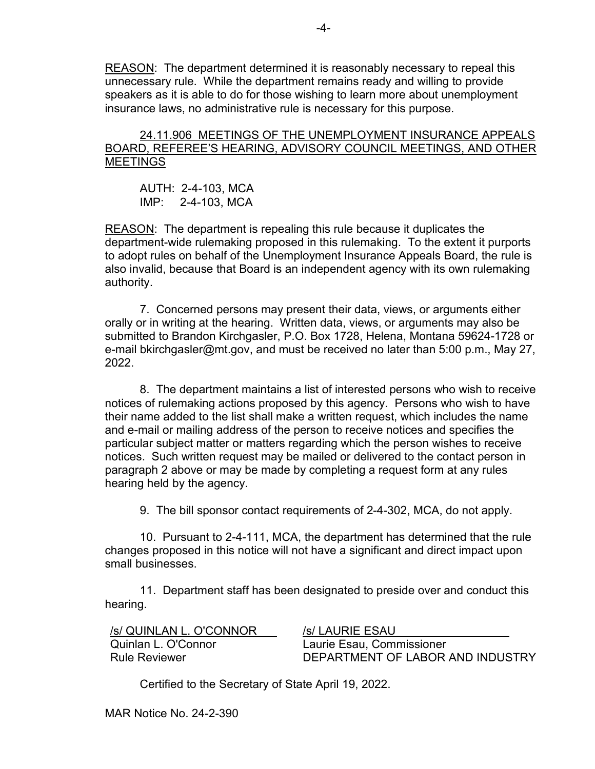REASON: The department determined it is reasonably necessary to repeal this unnecessary rule. While the department remains ready and willing to provide speakers as it is able to do for those wishing to learn more about unemployment insurance laws, no administrative rule is necessary for this purpose.

24.11.906 MEETINGS OF THE UNEMPLOYMENT INSURANCE APPEALS BOARD, REFEREE'S HEARING, ADVISORY COUNCIL MEETINGS, AND OTHER MEETINGS

AUTH: 2-4-103, MCA
IMP: 2-4-103, MCA

REASON: The department is repealing this rule because it duplicates the department-wide rulemaking proposed in this rulemaking. To the extent it purports to adopt rules on behalf of the Unemployment Insurance Appeals Board, the rule is also invalid, because that Board is an independent agency with its own rulemaking authority.

7. Concerned persons may present their data, views, or arguments either orally or in writing at the hearing. Written data, views, or arguments may also be submitted to Brandon Kirchgasler, P.O. Box 1728, Helena, Montana 59624-1728 or e-mail bkirchgasler@mt.gov, and must be received no later than 5:00 p.m., May 27, 2022.

8. The department maintains a list of interested persons who wish to receive notices of rulemaking actions proposed by this agency. Persons who wish to have their name added to the list shall make a written request, which includes the name and e-mail or mailing address of the person to receive notices and specifies the particular subject matter or matters regarding which the person wishes to receive notices. Such written request may be mailed or delivered to the contact person in paragraph 2 above or may be made by completing a request form at any rules hearing held by the agency.

9. The bill sponsor contact requirements of 2-4-302, MCA, do not apply.

10. Pursuant to 2-4-111, MCA, the department has determined that the rule changes proposed in this notice will not have a significant and direct impact upon small businesses.

11. Department staff has been designated to preside over and conduct this hearing.

/s/ QUINLAN L. O'CONNOR
Quinlan L. O'Connor
Rule Reviewer

/s/ LAURIE ESAU
Laurie Esau, Commissioner
DEPARTMENT OF LABOR AND INDUSTRY

Certified to the Secretary of State April 19, 2022.

MAR Notice No. 24-2-390